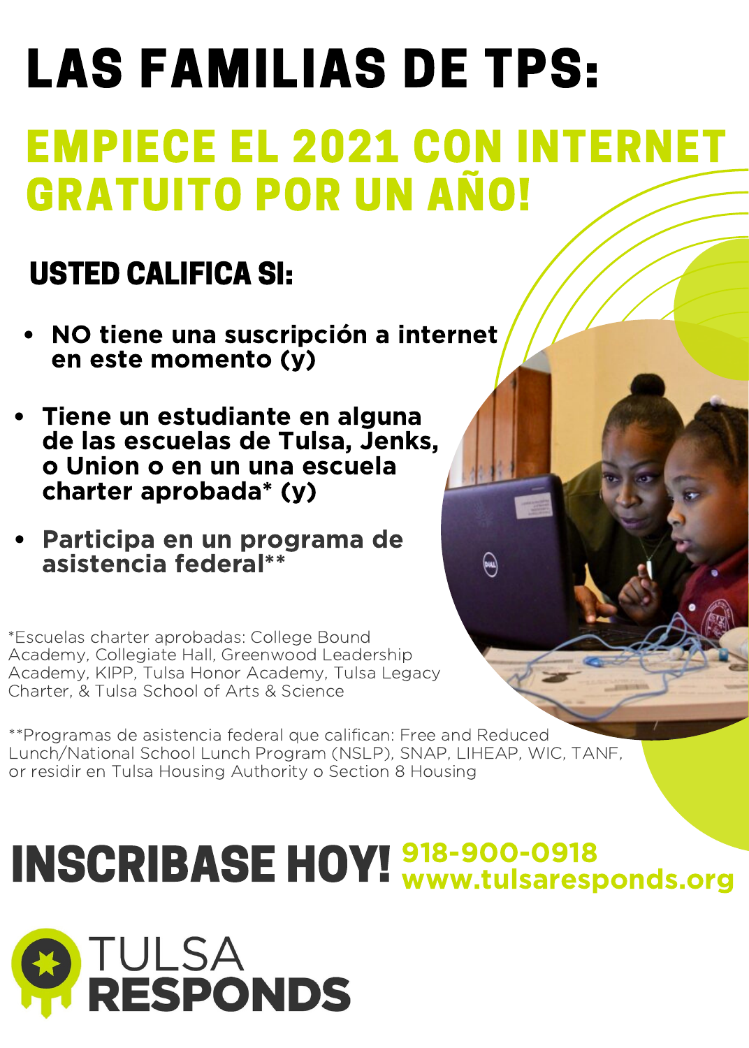# LAS FAMILIAS DE TPS:

## EMPIECE EL 2021 CON INTERNET GRATUITO POR UN AÑO!

### USTED CALIFICA SI:

- **NO tiene una suscripción a internet en este momento (y)**
- **Tiene un estudiante en alguna de las escuelas de Tulsa, Jenks, o Union o en un una escuela charter aprobada* (y)**
- **Participa en un programa de asistencia federal****

*Escuelas charter aprobadas: College Bound Academy, Collegiate Hall, Greenwood Leadership Academy, KIPP, Tulsa Honor Academy, Tulsa Legacy Charter, & Tulsa School of Arts & Science

**Programas de asistencia federal que califican: Free and Reduced Lunch/National School Lunch Program (NSLP), SNAP, LIHEAP, WIC, TANF, or residir en Tulsa Housing Authority o Section 8 Housing

## INSCRIBASE HOY!

**918-900-0918**
**www.tulsaresponds.org**

TULSA **RESPONDS**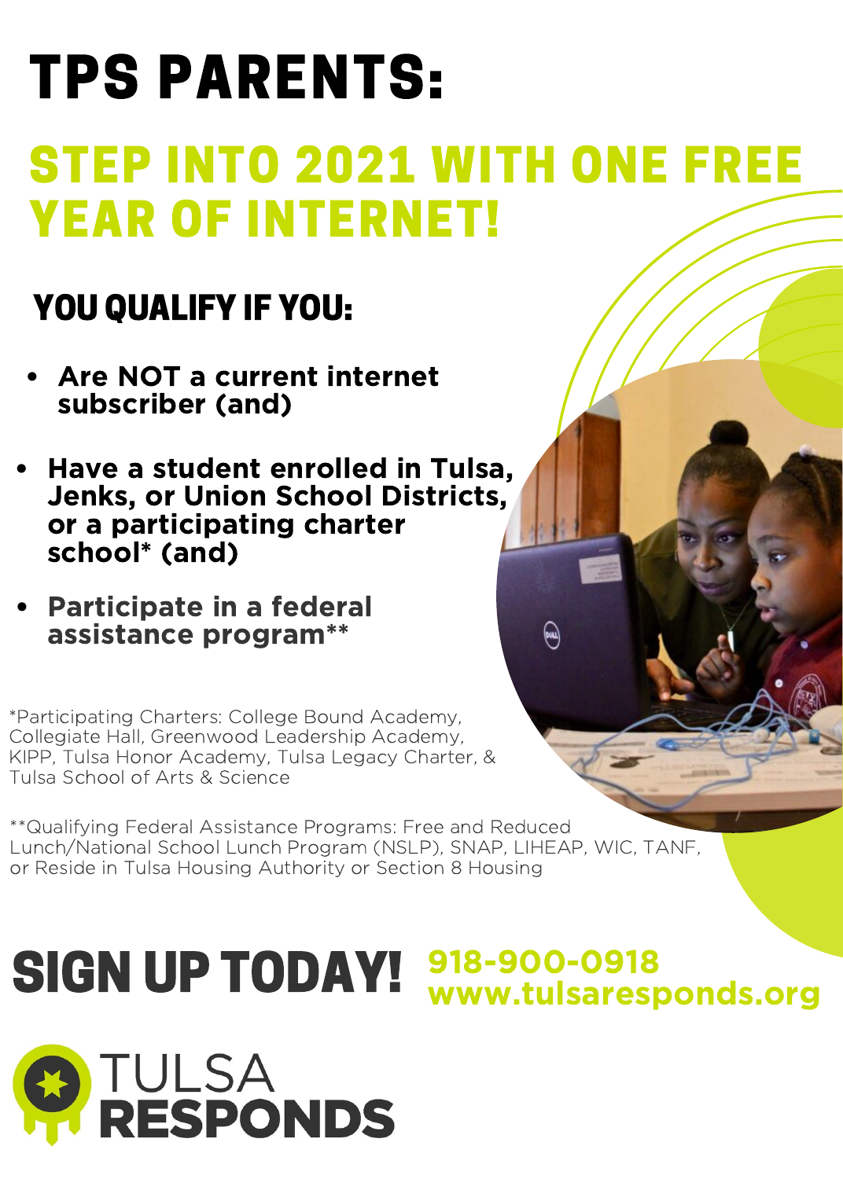# TPS PARENTS:

## STEP INTO 2021 WITH ONE FREE YEAR OF INTERNET!

### YOU QUALIFY IF YOU:

- **Are NOT a current internet subscriber (and)**
- **Have a student enrolled in Tulsa, Jenks, or Union School Districts, or a participating charter school* (and)**
- **Participate in a federal assistance program****

*Participating Charters: College Bound Academy, Collegiate Hall, Greenwood Leadership Academy, KIPP, Tulsa Honor Academy, Tulsa Legacy Charter, & Tulsa School of Arts & Science

**Qualifying Federal Assistance Programs: Free and Reduced Lunch/National School Lunch Program (NSLP), SNAP, LIHEAP, WIC, TANF, or Reside in Tulsa Housing Authority or Section 8 Housing

## SIGN UP TODAY!

**918-900-0918**
**www.tulsaresponds.org**

TULSA **RESPONDS**